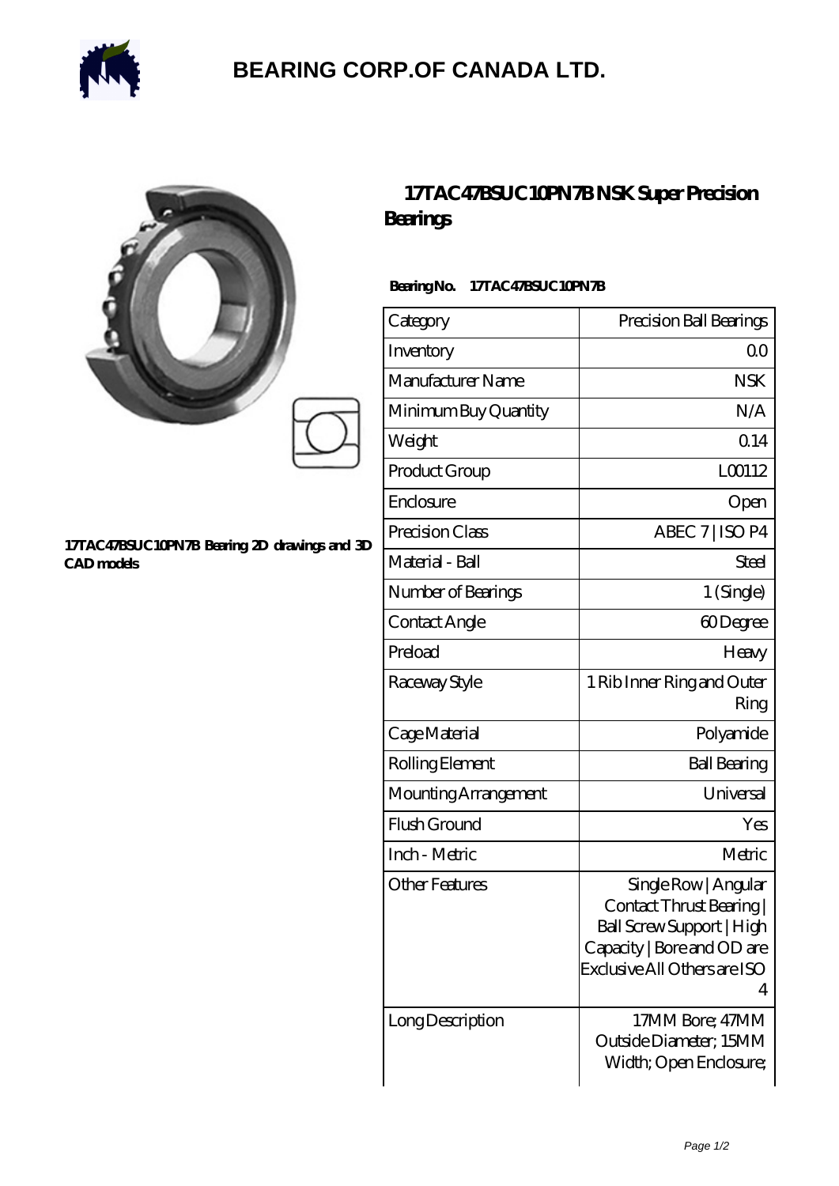# BEARING CORP.OF CANADA LTD.

17TAC47BSUC10PN7B Bearing 2D drawings and 3D CAD models

## 17TAC47BSUC10PN7B NSK Super Precision Bearings

**Bearing No.** 17TAC47BSUC10PN7B

| Category | Precision Ball Bearings |
|---|---|
| Inventory | 0.0 |
| Manufacturer Name | NSK |
| Minimum Buy Quantity | N/A |
| Weight | 0.14 |
| Product Group | L00112 |
| Enclosure | Open |
| Precision Class | ABEC 7 \| ISO P4 |
| Material - Ball | Steel |
| Number of Bearings | 1 (Single) |
| Contact Angle | 60 Degree |
| Preload | Heavy |
| Raceway Style | 1 Rib Inner Ring and Outer Ring |
| Cage Material | Polyamide |
| Rolling Element | Ball Bearing |
| Mounting Arrangement | Universal |
| Flush Ground | Yes |
| Inch - Metric | Metric |
| Other Features | Single Row \| Angular Contact Thrust Bearing \| Ball Screw Support \| High Capacity \| Bore and OD are Exclusive All Others are ISO 4 |
| Long Description | 17MM Bore; 47MM Outside Diameter; 15MM Width; Open Enclosure; |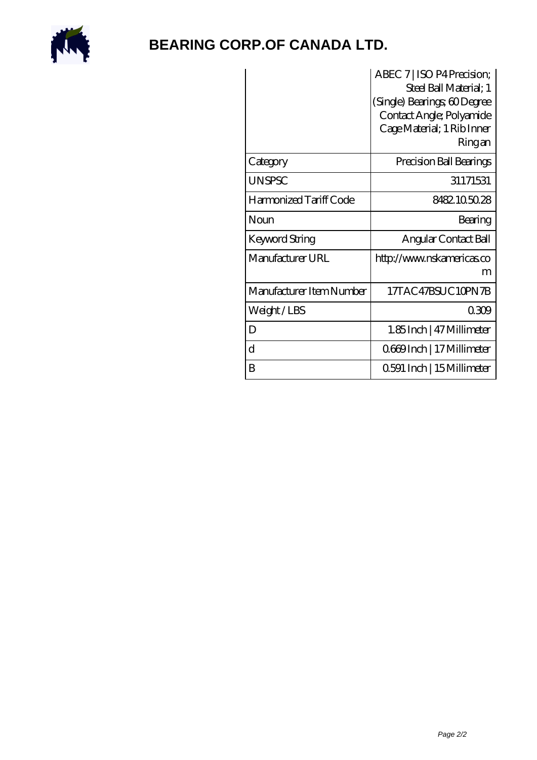| | |
|---|---|
| | ABEC 7 \| ISO P4 Precision; Steel Ball Material; 1 (Single) Bearings; 60 Degree Contact Angle; Polyamide Cage Material; 1 Rib Inner Ring an |
| Category | Precision Ball Bearings |
| UNSPSC | 31171531 |
| Harmonized Tariff Code | 8482.10.50.28 |
| Noun | Bearing |
| Keyword String | Angular Contact Ball |
| Manufacturer URL | http://www.nskamericas.com |
| Manufacturer Item Number | 17TAC47BSUC10PN7B |
| Weight / LBS | 0.309 |
| D | 1.85 Inch \| 47 Millimeter |
| d | 0.669 Inch \| 17 Millimeter |
| B | 0.591 Inch \| 15 Millimeter |